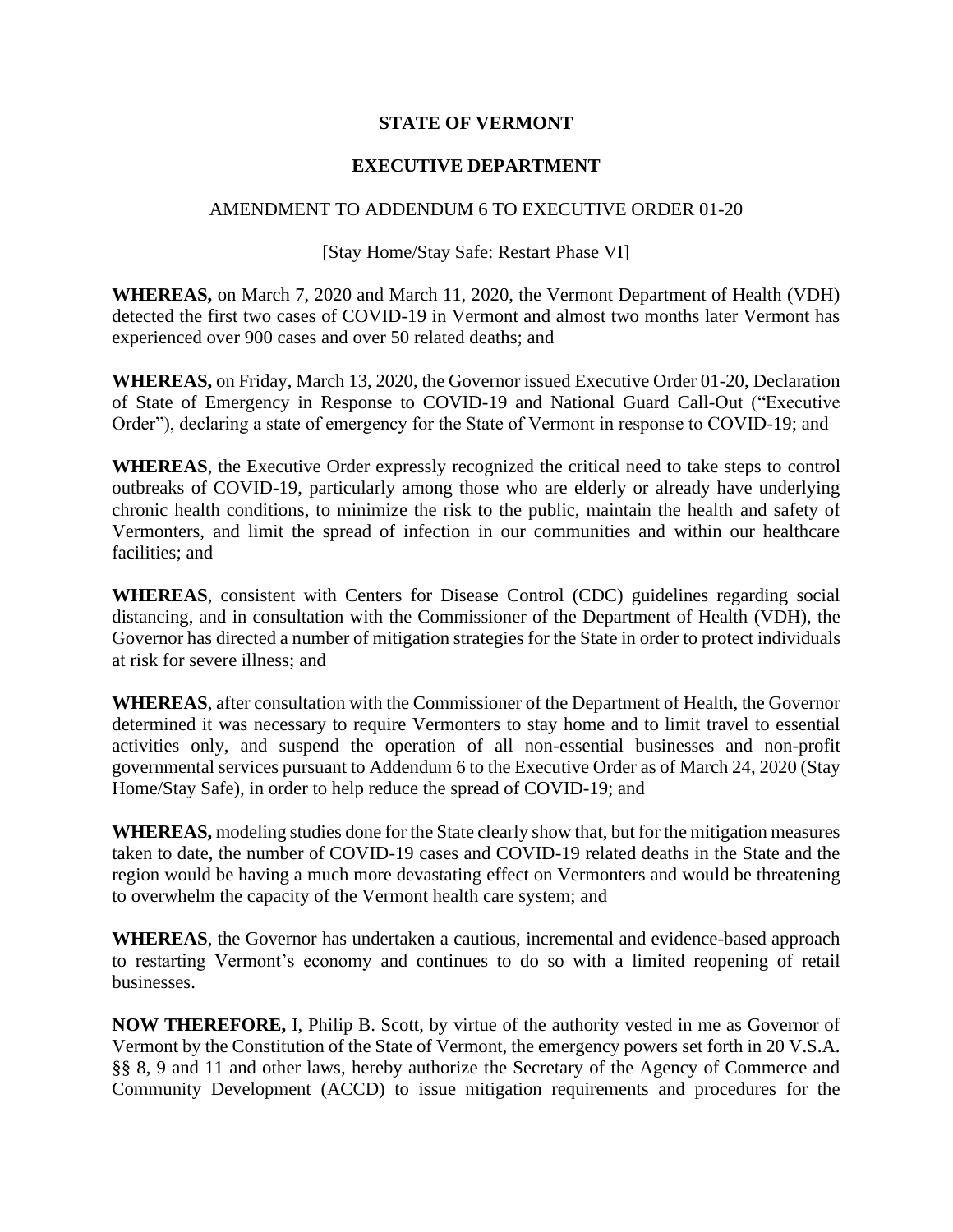# STATE OF VERMONT

## EXECUTIVE DEPARTMENT

AMENDMENT TO ADDENDUM 6 TO EXECUTIVE ORDER 01-20

[Stay Home/Stay Safe: Restart Phase VI]

**WHEREAS,** on March 7, 2020 and March 11, 2020, the Vermont Department of Health (VDH) detected the first two cases of COVID-19 in Vermont and almost two months later Vermont has experienced over 900 cases and over 50 related deaths; and

**WHEREAS,** on Friday, March 13, 2020, the Governor issued Executive Order 01-20, Declaration of State of Emergency in Response to COVID-19 and National Guard Call-Out ("Executive Order"), declaring a state of emergency for the State of Vermont in response to COVID-19; and

**WHEREAS**, the Executive Order expressly recognized the critical need to take steps to control outbreaks of COVID-19, particularly among those who are elderly or already have underlying chronic health conditions, to minimize the risk to the public, maintain the health and safety of Vermonters, and limit the spread of infection in our communities and within our healthcare facilities; and

**WHEREAS**, consistent with Centers for Disease Control (CDC) guidelines regarding social distancing, and in consultation with the Commissioner of the Department of Health (VDH), the Governor has directed a number of mitigation strategies for the State in order to protect individuals at risk for severe illness; and

**WHEREAS**, after consultation with the Commissioner of the Department of Health, the Governor determined it was necessary to require Vermonters to stay home and to limit travel to essential activities only, and suspend the operation of all non-essential businesses and non-profit governmental services pursuant to Addendum 6 to the Executive Order as of March 24, 2020 (Stay Home/Stay Safe), in order to help reduce the spread of COVID-19; and

**WHEREAS,** modeling studies done for the State clearly show that, but for the mitigation measures taken to date, the number of COVID-19 cases and COVID-19 related deaths in the State and the region would be having a much more devastating effect on Vermonters and would be threatening to overwhelm the capacity of the Vermont health care system; and

**WHEREAS**, the Governor has undertaken a cautious, incremental and evidence-based approach to restarting Vermont's economy and continues to do so with a limited reopening of retail businesses.

**NOW THEREFORE,** I, Philip B. Scott, by virtue of the authority vested in me as Governor of Vermont by the Constitution of the State of Vermont, the emergency powers set forth in 20 V.S.A. §§ 8, 9 and 11 and other laws, hereby authorize the Secretary of the Agency of Commerce and Community Development (ACCD) to issue mitigation requirements and procedures for the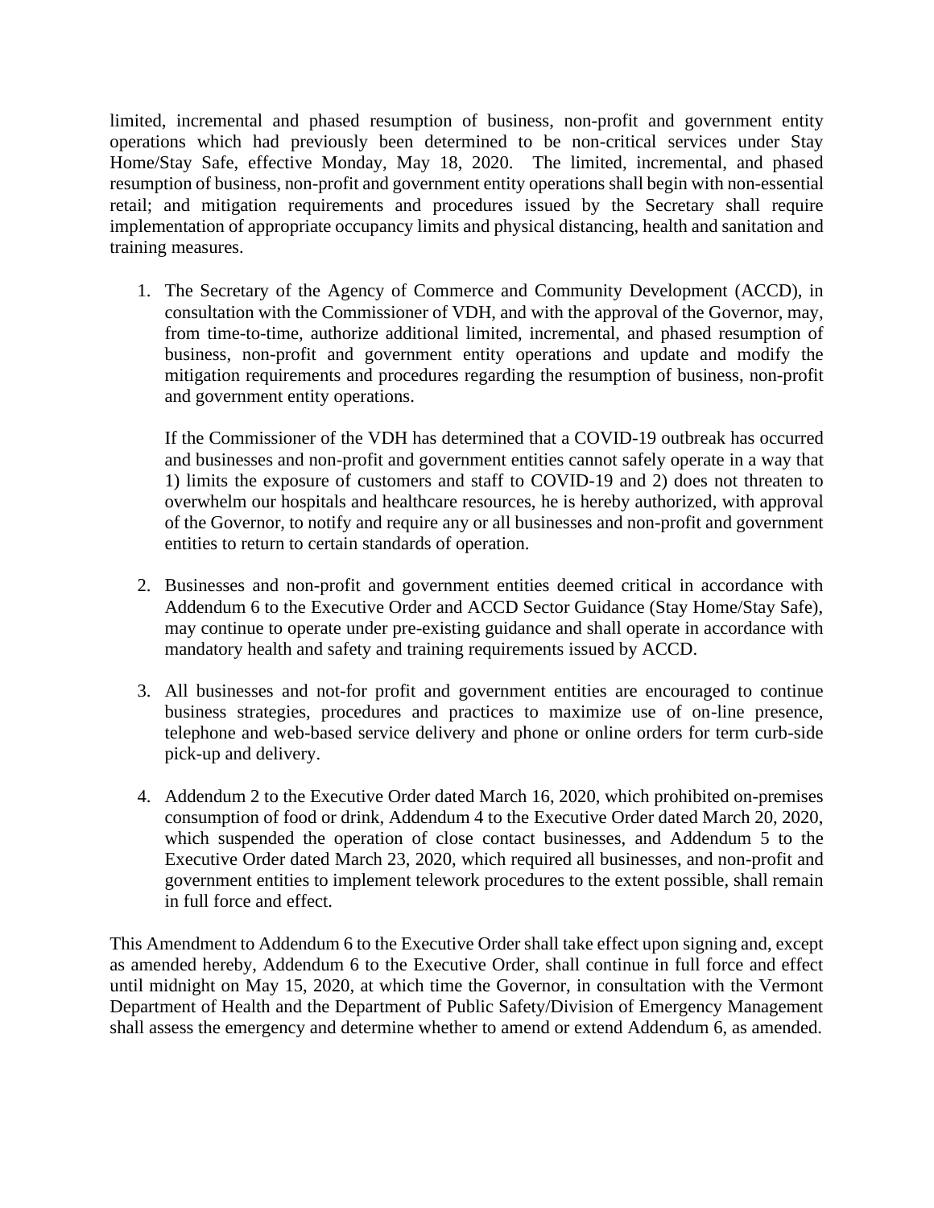limited, incremental and phased resumption of business, non-profit and government entity operations which had previously been determined to be non-critical services under Stay Home/Stay Safe, effective Monday, May 18, 2020. The limited, incremental, and phased resumption of business, non-profit and government entity operations shall begin with non-essential retail; and mitigation requirements and procedures issued by the Secretary shall require implementation of appropriate occupancy limits and physical distancing, health and sanitation and training measures.

1. The Secretary of the Agency of Commerce and Community Development (ACCD), in consultation with the Commissioner of VDH, and with the approval of the Governor, may, from time-to-time, authorize additional limited, incremental, and phased resumption of business, non-profit and government entity operations and update and modify the mitigation requirements and procedures regarding the resumption of business, non-profit and government entity operations.

   If the Commissioner of the VDH has determined that a COVID-19 outbreak has occurred and businesses and non-profit and government entities cannot safely operate in a way that 1) limits the exposure of customers and staff to COVID-19 and 2) does not threaten to overwhelm our hospitals and healthcare resources, he is hereby authorized, with approval of the Governor, to notify and require any or all businesses and non-profit and government entities to return to certain standards of operation.

2. Businesses and non-profit and government entities deemed critical in accordance with Addendum 6 to the Executive Order and ACCD Sector Guidance (Stay Home/Stay Safe), may continue to operate under pre-existing guidance and shall operate in accordance with mandatory health and safety and training requirements issued by ACCD.

3. All businesses and not-for profit and government entities are encouraged to continue business strategies, procedures and practices to maximize use of on-line presence, telephone and web-based service delivery and phone or online orders for term curb-side pick-up and delivery.

4. Addendum 2 to the Executive Order dated March 16, 2020, which prohibited on-premises consumption of food or drink, Addendum 4 to the Executive Order dated March 20, 2020, which suspended the operation of close contact businesses, and Addendum 5 to the Executive Order dated March 23, 2020, which required all businesses, and non-profit and government entities to implement telework procedures to the extent possible, shall remain in full force and effect.

This Amendment to Addendum 6 to the Executive Order shall take effect upon signing and, except as amended hereby, Addendum 6 to the Executive Order, shall continue in full force and effect until midnight on May 15, 2020, at which time the Governor, in consultation with the Vermont Department of Health and the Department of Public Safety/Division of Emergency Management shall assess the emergency and determine whether to amend or extend Addendum 6, as amended.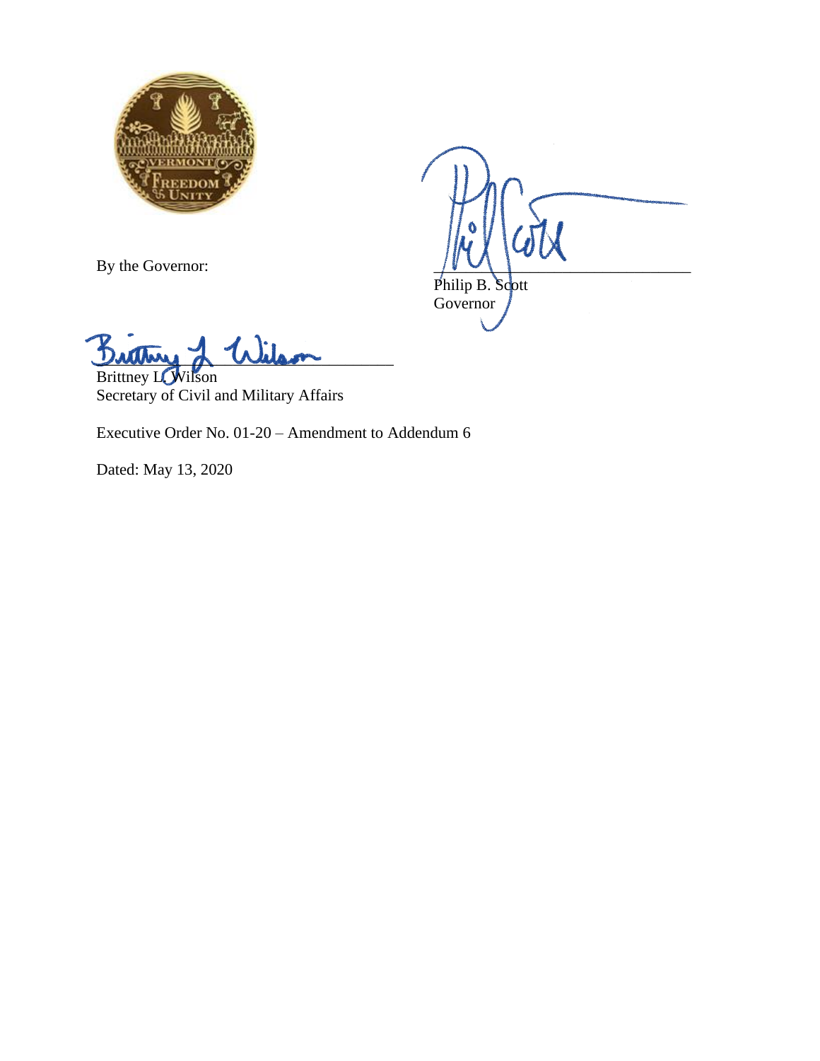By the Governor:

Philip B. Scott
Governor

Brittney L. Wilson
Secretary of Civil and Military Affairs

Executive Order No. 01-20 – Amendment to Addendum 6

Dated: May 13, 2020